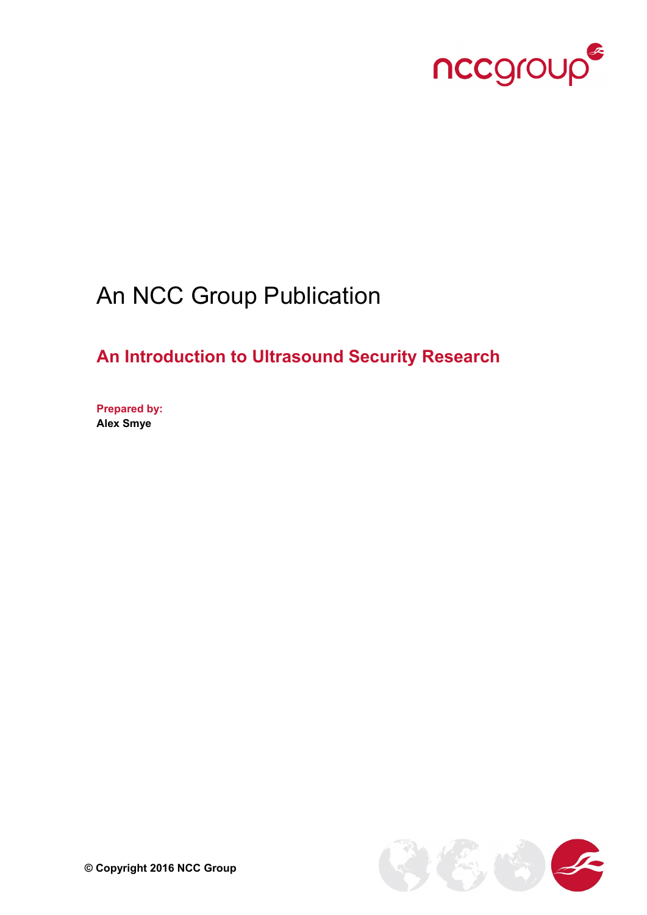An NCC Group Publication

# An Introduction to Ultrasound Security Research

**Prepared by:**
**Alex Smye**

**© Copyright 2016 NCC Group**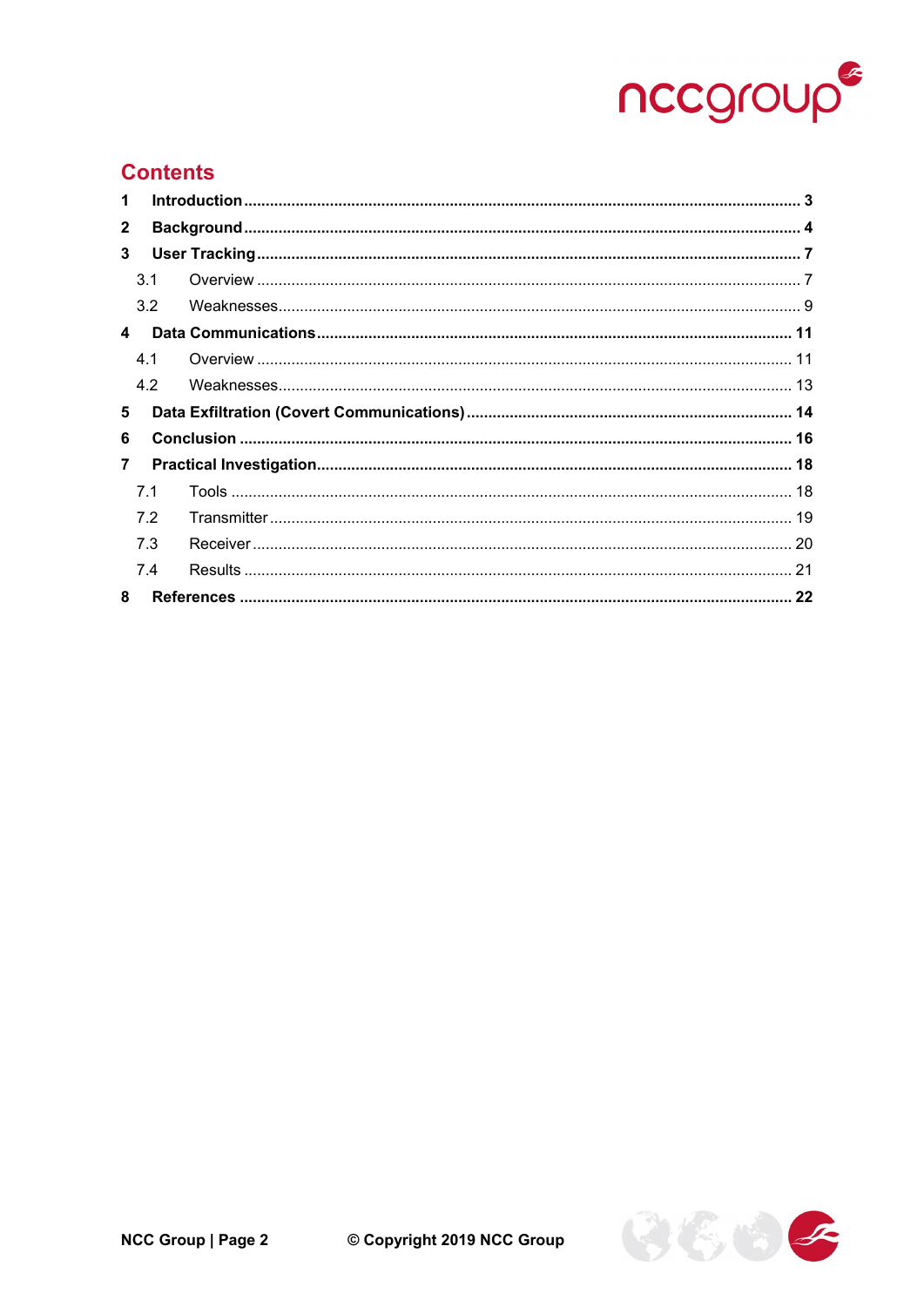# Contents

1 Introduction ..... 3

2 Background ..... 4

3 User Tracking ..... 7

- 3.1 Overview ..... 7
- 3.2 Weaknesses ..... 9

4 Data Communications ..... 11

- 4.1 Overview ..... 11
- 4.2 Weaknesses ..... 13

5 Data Exfiltration (Covert Communications) ..... 14

6 Conclusion ..... 16

7 Practical Investigation ..... 18

- 7.1 Tools ..... 18
- 7.2 Transmitter ..... 19
- 7.3 Receiver ..... 20
- 7.4 Results ..... 21

8 References ..... 22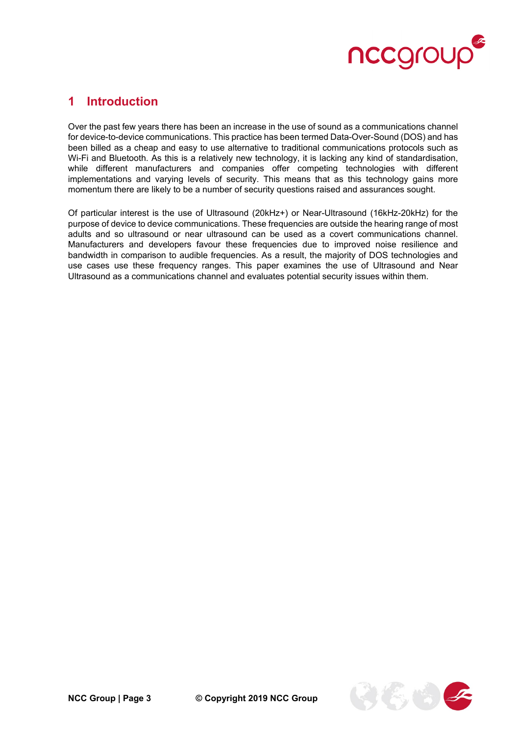# 1 Introduction

Over the past few years there has been an increase in the use of sound as a communications channel for device-to-device communications. This practice has been termed Data-Over-Sound (DOS) and has been billed as a cheap and easy to use alternative to traditional communications protocols such as Wi-Fi and Bluetooth. As this is a relatively new technology, it is lacking any kind of standardisation, while different manufacturers and companies offer competing technologies with different implementations and varying levels of security. This means that as this technology gains more momentum there are likely to be a number of security questions raised and assurances sought.

Of particular interest is the use of Ultrasound (20kHz+) or Near-Ultrasound (16kHz-20kHz) for the purpose of device to device communications. These frequencies are outside the hearing range of most adults and so ultrasound or near ultrasound can be used as a covert communications channel. Manufacturers and developers favour these frequencies due to improved noise resilience and bandwidth in comparison to audible frequencies. As a result, the majority of DOS technologies and use cases use these frequency ranges. This paper examines the use of Ultrasound and Near Ultrasound as a communications channel and evaluates potential security issues within them.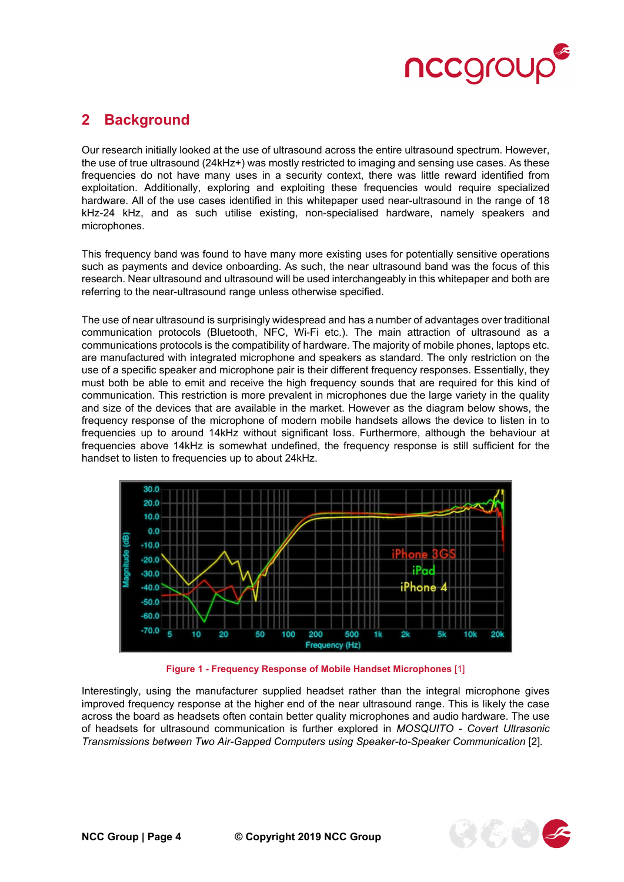## 2 Background

Our research initially looked at the use of ultrasound across the entire ultrasound spectrum. However, the use of true ultrasound (24kHz+) was mostly restricted to imaging and sensing use cases. As these frequencies do not have many uses in a security context, there was little reward identified from exploitation. Additionally, exploring and exploiting these frequencies would require specialized hardware. All of the use cases identified in this whitepaper used near-ultrasound in the range of 18 kHz-24 kHz, and as such utilise existing, non-specialised hardware, namely speakers and microphones.

This frequency band was found to have many more existing uses for potentially sensitive operations such as payments and device onboarding. As such, the near ultrasound band was the focus of this research. Near ultrasound and ultrasound will be used interchangeably in this whitepaper and both are referring to the near-ultrasound range unless otherwise specified.

The use of near ultrasound is surprisingly widespread and has a number of advantages over traditional communication protocols (Bluetooth, NFC, Wi-Fi etc.). The main attraction of ultrasound as a communications protocols is the compatibility of hardware. The majority of mobile phones, laptops etc. are manufactured with integrated microphone and speakers as standard. The only restriction on the use of a specific speaker and microphone pair is their different frequency responses. Essentially, they must both be able to emit and receive the high frequency sounds that are required for this kind of communication. This restriction is more prevalent in microphones due the large variety in the quality and size of the devices that are available in the market. However as the diagram below shows, the frequency response of the microphone of modern mobile handsets allows the device to listen in to frequencies up to around 14kHz without significant loss. Furthermore, although the behaviour at frequencies above 14kHz is somewhat undefined, the frequency response is still sufficient for the handset to listen to frequencies up to about 24kHz.

**Figure 1 - Frequency Response of Mobile Handset Microphones** [1]

Interestingly, using the manufacturer supplied headset rather than the integral microphone gives improved frequency response at the higher end of the near ultrasound range. This is likely the case across the board as headsets often contain better quality microphones and audio hardware. The use of headsets for ultrasound communication is further explored in *MOSQUITO - Covert Ultrasonic Transmissions between Two Air-Gapped Computers using Speaker-to-Speaker Communication* [2].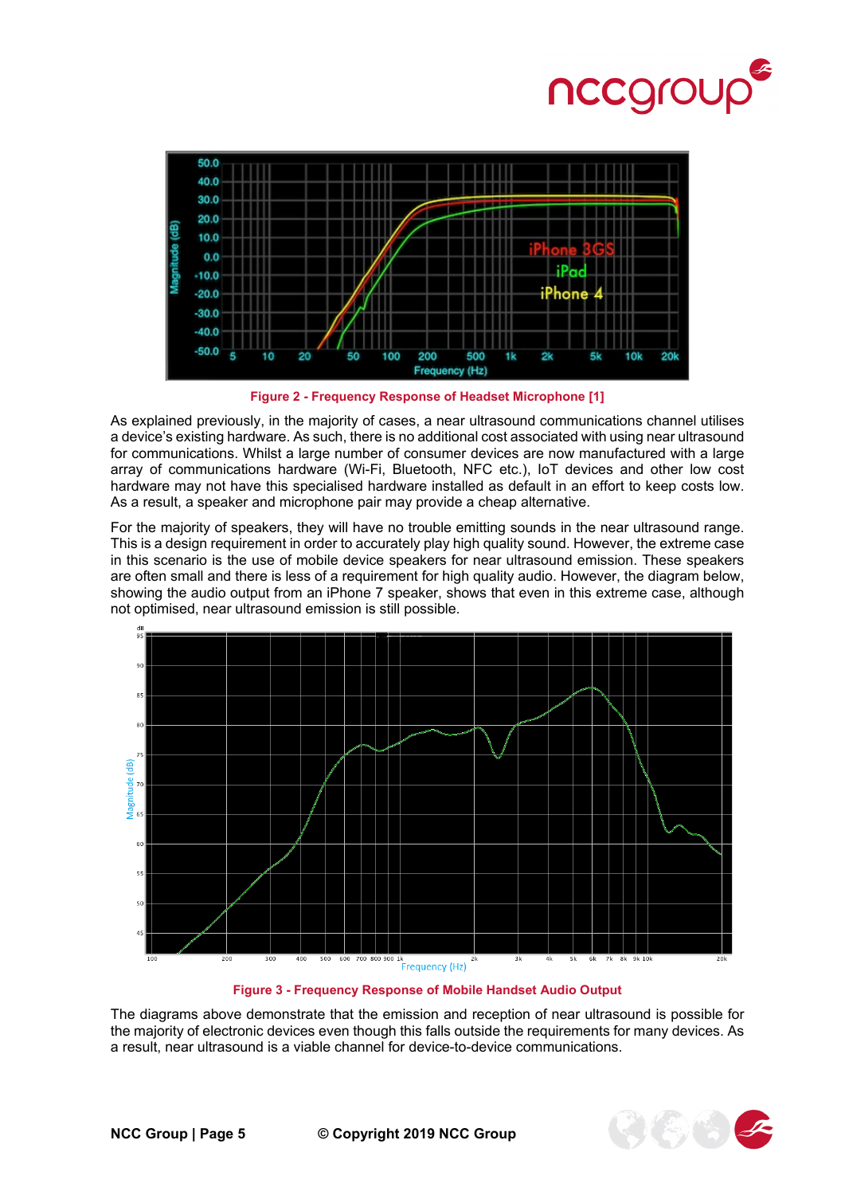Figure 2 - Frequency Response of Headset Microphone [1]

As explained previously, in the majority of cases, a near ultrasound communications channel utilises a device's existing hardware. As such, there is no additional cost associated with using near ultrasound for communications. Whilst a large number of consumer devices are now manufactured with a large array of communications hardware (Wi-Fi, Bluetooth, NFC etc.), IoT devices and other low cost hardware may not have this specialised hardware installed as default in an effort to keep costs low. As a result, a speaker and microphone pair may provide a cheap alternative.

For the majority of speakers, they will have no trouble emitting sounds in the near ultrasound range. This is a design requirement in order to accurately play high quality sound. However, the extreme case in this scenario is the use of mobile device speakers for near ultrasound emission. These speakers are often small and there is less of a requirement for high quality audio. However, the diagram below, showing the audio output from an iPhone 7 speaker, shows that even in this extreme case, although not optimised, near ultrasound emission is still possible.

Figure 3 - Frequency Response of Mobile Handset Audio Output

The diagrams above demonstrate that the emission and reception of near ultrasound is possible for the majority of electronic devices even though this falls outside the requirements for many devices. As a result, near ultrasound is a viable channel for device-to-device communications.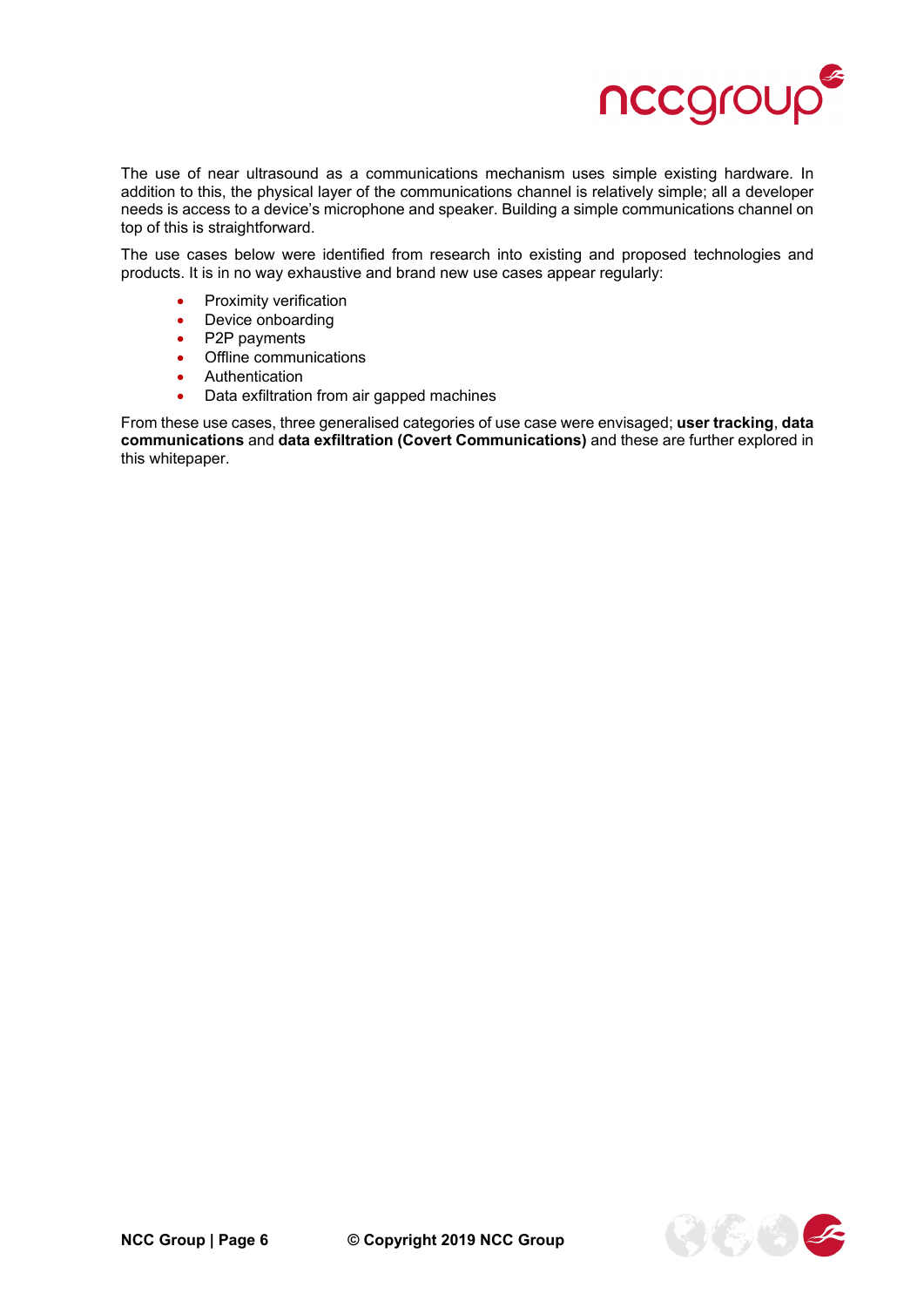The use of near ultrasound as a communications mechanism uses simple existing hardware. In addition to this, the physical layer of the communications channel is relatively simple; all a developer needs is access to a device's microphone and speaker. Building a simple communications channel on top of this is straightforward.

The use cases below were identified from research into existing and proposed technologies and products. It is in no way exhaustive and brand new use cases appear regularly:

- Proximity verification
- Device onboarding
- P2P payments
- Offline communications
- Authentication
- Data exfiltration from air gapped machines

From these use cases, three generalised categories of use case were envisaged; **user tracking**, **data communications** and **data exfiltration (Covert Communications)** and these are further explored in this whitepaper.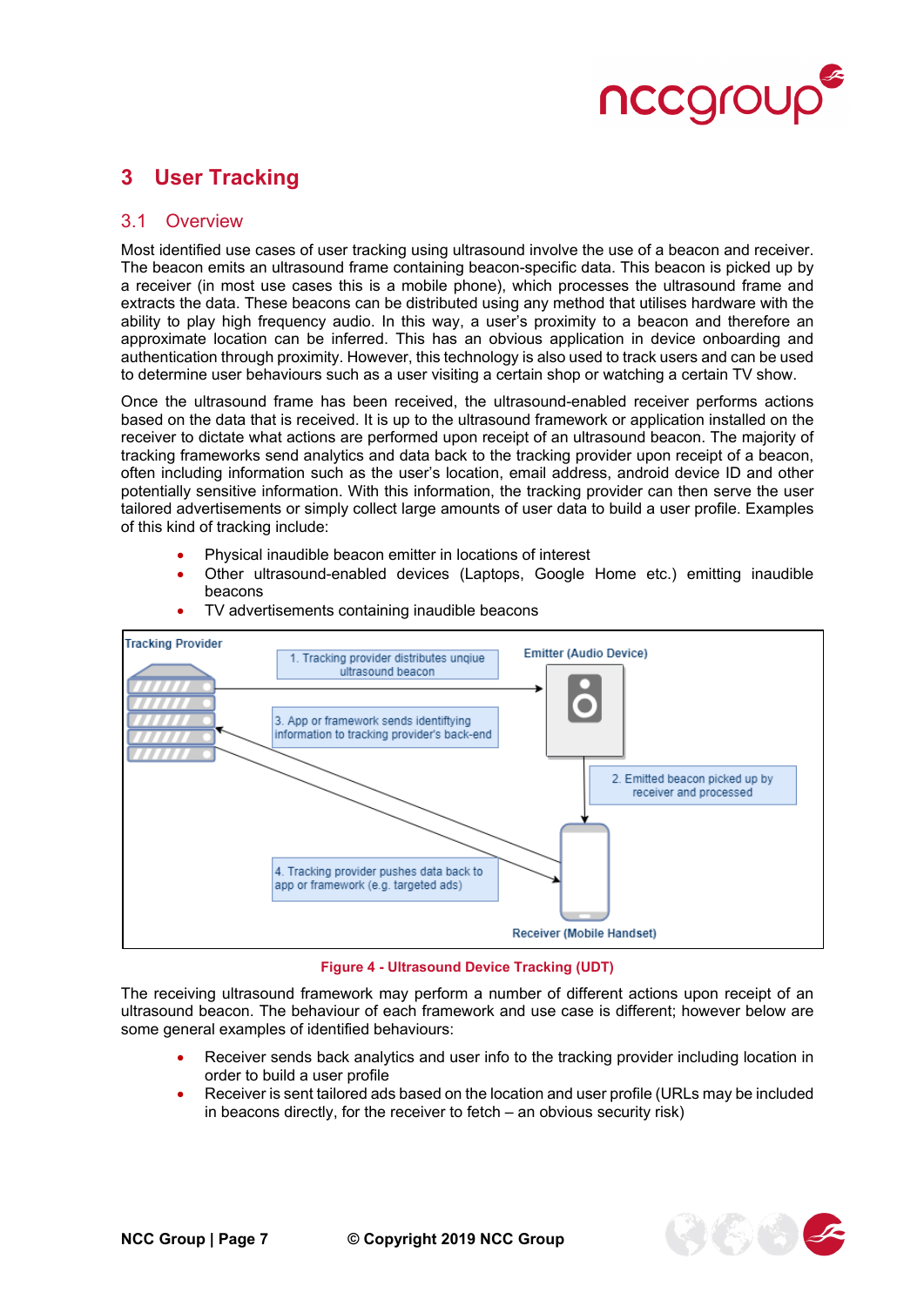# 3 User Tracking

## 3.1 Overview

Most identified use cases of user tracking using ultrasound involve the use of a beacon and receiver. The beacon emits an ultrasound frame containing beacon-specific data. This beacon is picked up by a receiver (in most use cases this is a mobile phone), which processes the ultrasound frame and extracts the data. These beacons can be distributed using any method that utilises hardware with the ability to play high frequency audio. In this way, a user's proximity to a beacon and therefore an approximate location can be inferred. This has an obvious application in device onboarding and authentication through proximity. However, this technology is also used to track users and can be used to determine user behaviours such as a user visiting a certain shop or watching a certain TV show.

Once the ultrasound frame has been received, the ultrasound-enabled receiver performs actions based on the data that is received. It is up to the ultrasound framework or application installed on the receiver to dictate what actions are performed upon receipt of an ultrasound beacon. The majority of tracking frameworks send analytics and data back to the tracking provider upon receipt of a beacon, often including information such as the user's location, email address, android device ID and other potentially sensitive information. With this information, the tracking provider can then serve the user tailored advertisements or simply collect large amounts of user data to build a user profile. Examples of this kind of tracking include:

- Physical inaudible beacon emitter in locations of interest
- Other ultrasound-enabled devices (Laptops, Google Home etc.) emitting inaudible beacons
- TV advertisements containing inaudible beacons

Tracking Provider | 1. Tracking provider distributes unqiue ultrasound beacon | Emitter (Audio Device) | 3. App or framework sends identiftying information to tracking provider's back-end | 2. Emitted beacon picked up by receiver and processed | 4. Tracking provider pushes data back to app or framework (e.g. targeted ads) | Receiver (Mobile Handset)

**Figure 4 - Ultrasound Device Tracking (UDT)**

The receiving ultrasound framework may perform a number of different actions upon receipt of an ultrasound beacon. The behaviour of each framework and use case is different; however below are some general examples of identified behaviours:

- Receiver sends back analytics and user info to the tracking provider including location in order to build a user profile
- Receiver is sent tailored ads based on the location and user profile (URLs may be included in beacons directly, for the receiver to fetch – an obvious security risk)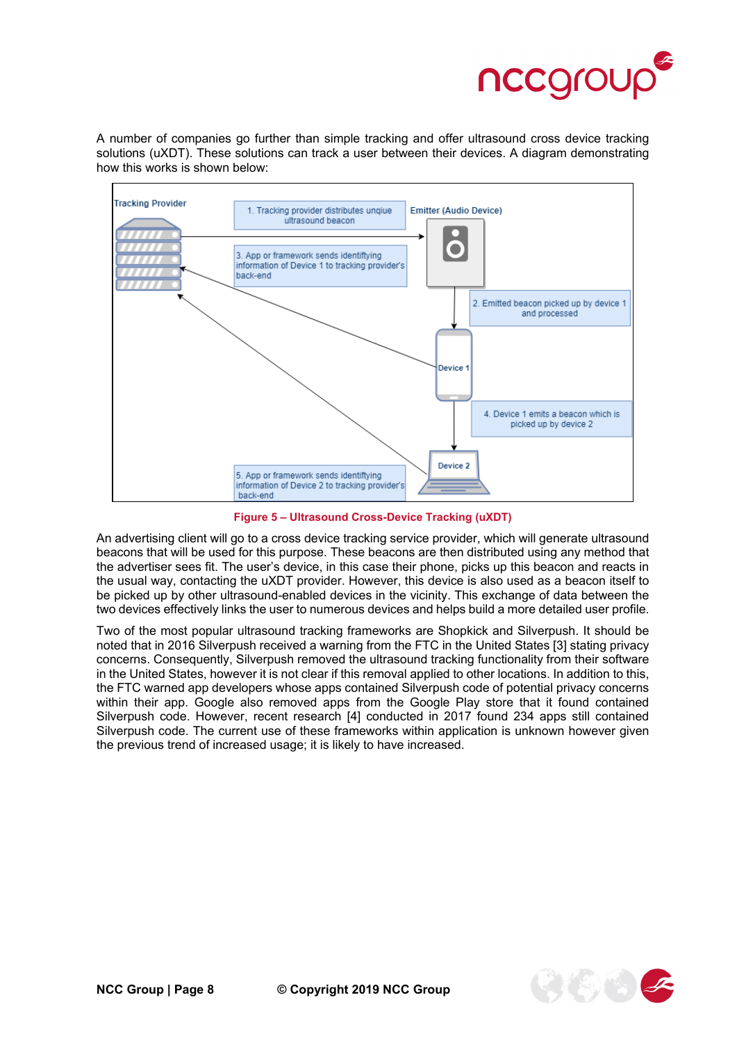A number of companies go further than simple tracking and offer ultrasound cross device tracking solutions (uXDT). These solutions can track a user between their devices. A diagram demonstrating how this works is shown below:

**Figure 5 – Ultrasound Cross-Device Tracking (uXDT)**

An advertising client will go to a cross device tracking service provider, which will generate ultrasound beacons that will be used for this purpose. These beacons are then distributed using any method that the advertiser sees fit. The user's device, in this case their phone, picks up this beacon and reacts in the usual way, contacting the uXDT provider. However, this device is also used as a beacon itself to be picked up by other ultrasound-enabled devices in the vicinity. This exchange of data between the two devices effectively links the user to numerous devices and helps build a more detailed user profile.

Two of the most popular ultrasound tracking frameworks are Shopkick and Silverpush. It should be noted that in 2016 Silverpush received a warning from the FTC in the United States [3] stating privacy concerns. Consequently, Silverpush removed the ultrasound tracking functionality from their software in the United States, however it is not clear if this removal applied to other locations. In addition to this, the FTC warned app developers whose apps contained Silverpush code of potential privacy concerns within their app. Google also removed apps from the Google Play store that it found contained Silverpush code. However, recent research [4] conducted in 2017 found 234 apps still contained Silverpush code. The current use of these frameworks within application is unknown however given the previous trend of increased usage; it is likely to have increased.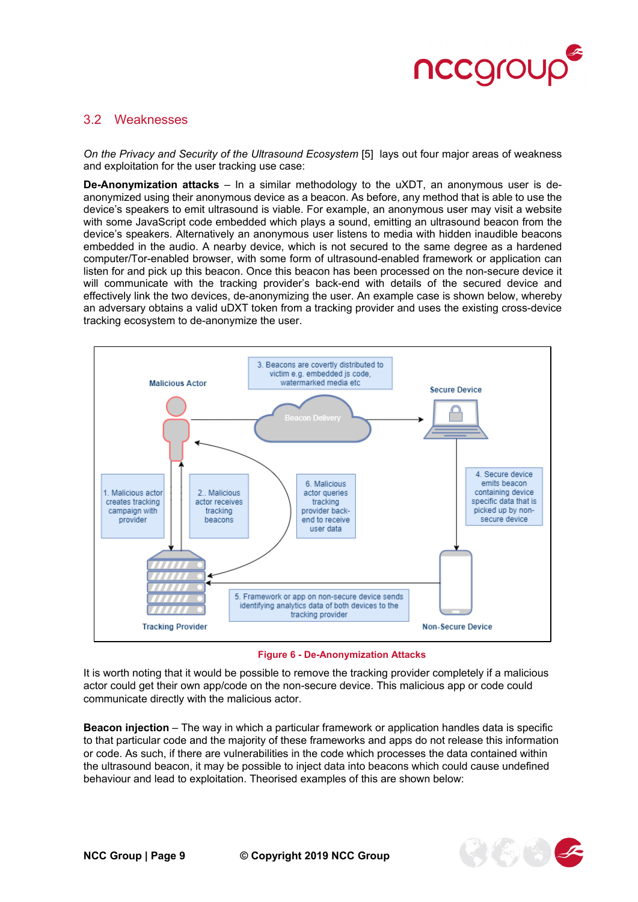## 3.2 Weaknesses

*On the Privacy and Security of the Ultrasound Ecosystem* [5] lays out four major areas of weakness and exploitation for the user tracking use case:

**De-Anonymization attacks** – In a similar methodology to the uXDT, an anonymous user is de-anonymized using their anonymous device as a beacon. As before, any method that is able to use the device's speakers to emit ultrasound is viable. For example, an anonymous user may visit a website with some JavaScript code embedded which plays a sound, emitting an ultrasound beacon from the device's speakers. Alternatively an anonymous user listens to media with hidden inaudible beacons embedded in the audio. A nearby device, which is not secured to the same degree as a hardened computer/Tor-enabled browser, with some form of ultrasound-enabled framework or application can listen for and pick up this beacon. Once this beacon has been processed on the non-secure device it will communicate with the tracking provider's back-end with details of the secured device and effectively link the two devices, de-anonymizing the user. An example case is shown below, whereby an adversary obtains a valid uDXT token from a tracking provider and uses the existing cross-device tracking ecosystem to de-anonymize the user.

**Figure 6 - De-Anonymization Attacks**

It is worth noting that it would be possible to remove the tracking provider completely if a malicious actor could get their own app/code on the non-secure device. This malicious app or code could communicate directly with the malicious actor.

**Beacon injection** – The way in which a particular framework or application handles data is specific to that particular code and the majority of these frameworks and apps do not release this information or code. As such, if there are vulnerabilities in the code which processes the data contained within the ultrasound beacon, it may be possible to inject data into beacons which could cause undefined behaviour and lead to exploitation. Theorised examples of this are shown below: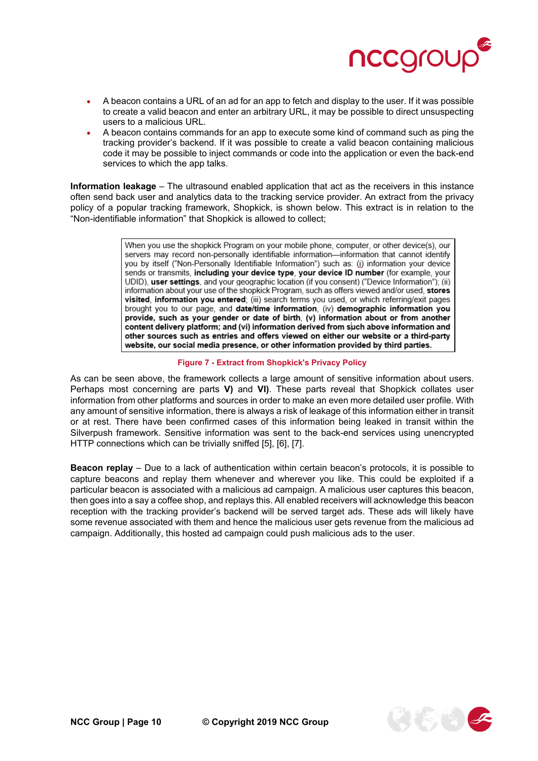- A beacon contains a URL of an ad for an app to fetch and display to the user. If it was possible to create a valid beacon and enter an arbitrary URL, it may be possible to direct unsuspecting users to a malicious URL.
- A beacon contains commands for an app to execute some kind of command such as ping the tracking provider's backend. If it was possible to create a valid beacon containing malicious code it may be possible to inject commands or code into the application or even the back-end services to which the app talks.

**Information leakage** – The ultrasound enabled application that act as the receivers in this instance often send back user and analytics data to the tracking service provider. An extract from the privacy policy of a popular tracking framework, Shopkick, is shown below. This extract is in relation to the "Non-identifiable information" that Shopkick is allowed to collect;

> When you use the shopkick Program on your mobile phone, computer, or other device(s), our servers may record non-personally identifiable information—information that cannot identify you by itself ("Non-Personally Identifiable Information") such as: (i) information your device sends or transmits, **including your device type**, **your device ID number** (for example, your UDID), **user settings**, and your geographic location (if you consent) ("Device Information"); (ii) information about your use of the shopkick Program, such as offers viewed and/or used, **stores visited**, **information you entered**; (iii) search terms you used, or which referring/exit pages brought you to our page, and **date/time information**, (iv) **demographic information you provide, such as your gender or date of birth**, **(v) information about or from another content delivery platform; and (vi) information derived from such above information and other sources such as entries and offers viewed on either our website or a third-party website, our social media presence, or other information provided by third parties.**

Figure 7 - Extract from Shopkick's Privacy Policy

As can be seen above, the framework collects a large amount of sensitive information about users. Perhaps most concerning are parts **V)** and **VI)**. These parts reveal that Shopkick collates user information from other platforms and sources in order to make an even more detailed user profile. With any amount of sensitive information, there is always a risk of leakage of this information either in transit or at rest. There have been confirmed cases of this information being leaked in transit within the Silverpush framework. Sensitive information was sent to the back-end services using unencrypted HTTP connections which can be trivially sniffed [5], [6], [7].

**Beacon replay** – Due to a lack of authentication within certain beacon's protocols, it is possible to capture beacons and replay them whenever and wherever you like. This could be exploited if a particular beacon is associated with a malicious ad campaign. A malicious user captures this beacon, then goes into a say a coffee shop, and replays this. All enabled receivers will acknowledge this beacon reception with the tracking provider's backend will be served target ads. These ads will likely have some revenue associated with them and hence the malicious user gets revenue from the malicious ad campaign. Additionally, this hosted ad campaign could push malicious ads to the user.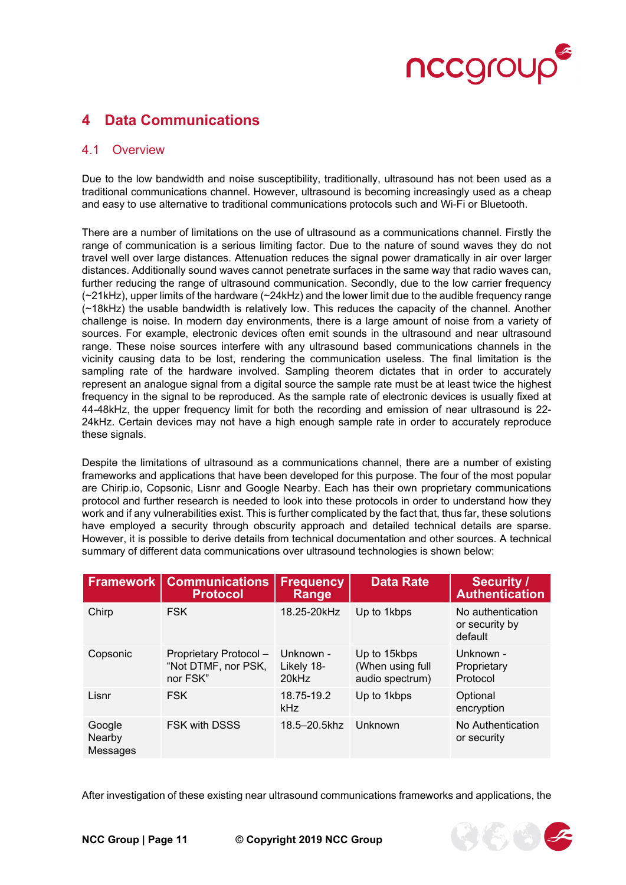# 4 Data Communications

## 4.1 Overview

Due to the low bandwidth and noise susceptibility, traditionally, ultrasound has not been used as a traditional communications channel. However, ultrasound is becoming increasingly used as a cheap and easy to use alternative to traditional communications protocols such and Wi-Fi or Bluetooth.

There are a number of limitations on the use of ultrasound as a communications channel. Firstly the range of communication is a serious limiting factor. Due to the nature of sound waves they do not travel well over large distances. Attenuation reduces the signal power dramatically in air over larger distances. Additionally sound waves cannot penetrate surfaces in the same way that radio waves can, further reducing the range of ultrasound communication. Secondly, due to the low carrier frequency (~21kHz), upper limits of the hardware (~24kHz) and the lower limit due to the audible frequency range (~18kHz) the usable bandwidth is relatively low. This reduces the capacity of the channel. Another challenge is noise. In modern day environments, there is a large amount of noise from a variety of sources. For example, electronic devices often emit sounds in the ultrasound and near ultrasound range. These noise sources interfere with any ultrasound based communications channels in the vicinity causing data to be lost, rendering the communication useless. The final limitation is the sampling rate of the hardware involved. Sampling theorem dictates that in order to accurately represent an analogue signal from a digital source the sample rate must be at least twice the highest frequency in the signal to be reproduced. As the sample rate of electronic devices is usually fixed at 44-48kHz, the upper frequency limit for both the recording and emission of near ultrasound is 22-24kHz. Certain devices may not have a high enough sample rate in order to accurately reproduce these signals.

Despite the limitations of ultrasound as a communications channel, there are a number of existing frameworks and applications that have been developed for this purpose. The four of the most popular are Chirp.io, Copsonic, Lisnr and Google Nearby. Each has their own proprietary communications protocol and further research is needed to look into these protocols in order to understand how they work and if any vulnerabilities exist. This is further complicated by the fact that, thus far, these solutions have employed a security through obscurity approach and detailed technical details are sparse. However, it is possible to derive details from technical documentation and other sources. A technical summary of different data communications over ultrasound technologies is shown below:

| Framework | Communications Protocol | Frequency Range | Data Rate | Security / Authentication |
|---|---|---|---|---|
| Chirp | FSK | 18.25-20kHz | Up to 1kbps | No authentication or security by default |
| Copsonic | Proprietary Protocol – “Not DTMF, nor PSK, nor FSK” | Unknown - Likely 18-20kHz | Up to 15kbps (When using full audio spectrum) | Unknown - Proprietary Protocol |
| Lisnr | FSK | 18.75-19.2 kHz | Up to 1kbps | Optional encryption |
| Google Nearby Messages | FSK with DSSS | 18.5–20.5khz | Unknown | No Authentication or security |

After investigation of these existing near ultrasound communications frameworks and applications, the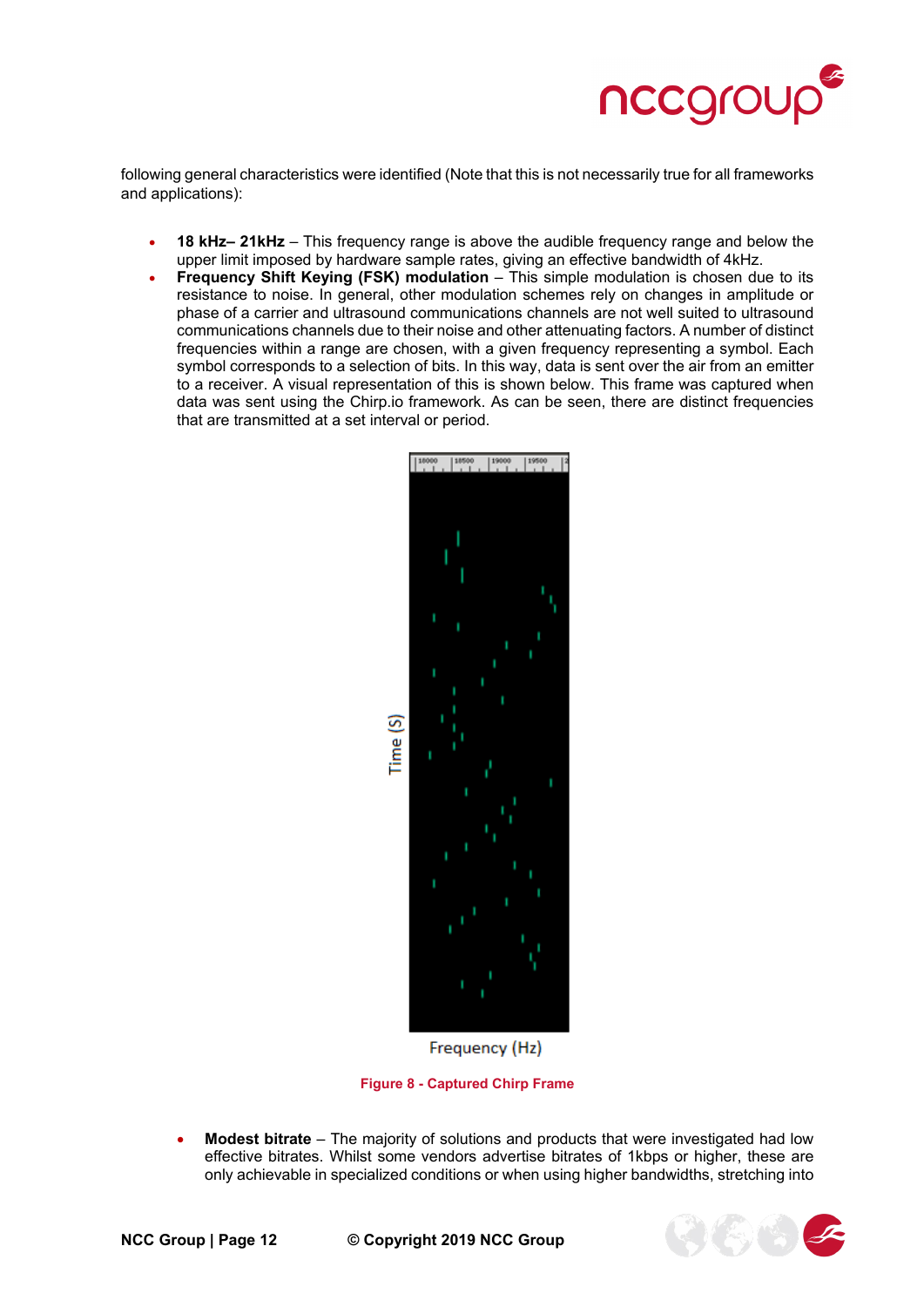following general characteristics were identified (Note that this is not necessarily true for all frameworks and applications):

- **18 kHz– 21kHz** – This frequency range is above the audible frequency range and below the upper limit imposed by hardware sample rates, giving an effective bandwidth of 4kHz.
- **Frequency Shift Keying (FSK) modulation** – This simple modulation is chosen due to its resistance to noise. In general, other modulation schemes rely on changes in amplitude or phase of a carrier and ultrasound communications channels are not well suited to ultrasound communications channels due to their noise and other attenuating factors. A number of distinct frequencies within a range are chosen, with a given frequency representing a symbol. Each symbol corresponds to a selection of bits. In this way, data is sent over the air from an emitter to a receiver. A visual representation of this is shown below. This frame was captured when data was sent using the Chirp.io framework. As can be seen, there are distinct frequencies that are transmitted at a set interval or period.

Figure 8 - Captured Chirp Frame

- **Modest bitrate** – The majority of solutions and products that were investigated had low effective bitrates. Whilst some vendors advertise bitrates of 1kbps or higher, these are only achievable in specialized conditions or when using higher bandwidths, stretching into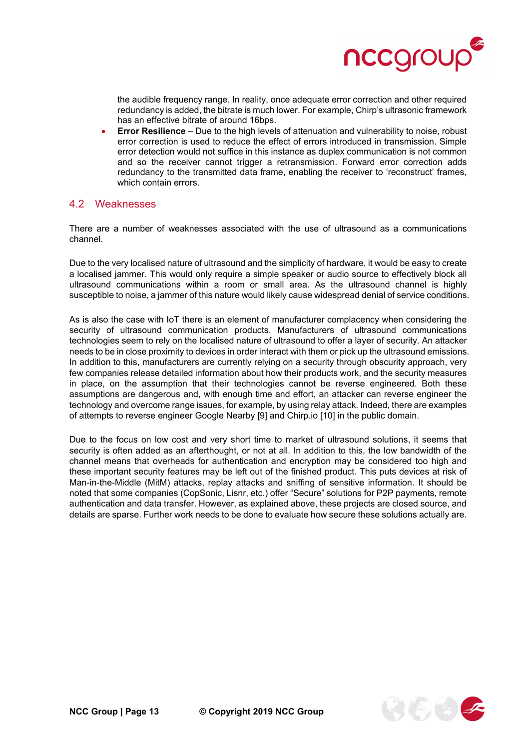the audible frequency range. In reality, once adequate error correction and other required redundancy is added, the bitrate is much lower. For example, Chirp's ultrasonic framework has an effective bitrate of around 16bps.

- **Error Resilience** – Due to the high levels of attenuation and vulnerability to noise, robust error correction is used to reduce the effect of errors introduced in transmission. Simple error detection would not suffice in this instance as duplex communication is not common and so the receiver cannot trigger a retransmission. Forward error correction adds redundancy to the transmitted data frame, enabling the receiver to 'reconstruct' frames, which contain errors.

## 4.2 Weaknesses

There are a number of weaknesses associated with the use of ultrasound as a communications channel.

Due to the very localised nature of ultrasound and the simplicity of hardware, it would be easy to create a localised jammer. This would only require a simple speaker or audio source to effectively block all ultrasound communications within a room or small area. As the ultrasound channel is highly susceptible to noise, a jammer of this nature would likely cause widespread denial of service conditions.

As is also the case with IoT there is an element of manufacturer complacency when considering the security of ultrasound communication products. Manufacturers of ultrasound communications technologies seem to rely on the localised nature of ultrasound to offer a layer of security. An attacker needs to be in close proximity to devices in order interact with them or pick up the ultrasound emissions. In addition to this, manufacturers are currently relying on a security through obscurity approach, very few companies release detailed information about how their products work, and the security measures in place, on the assumption that their technologies cannot be reverse engineered. Both these assumptions are dangerous and, with enough time and effort, an attacker can reverse engineer the technology and overcome range issues, for example, by using relay attack. Indeed, there are examples of attempts to reverse engineer Google Nearby [9] and Chirp.io [10] in the public domain.

Due to the focus on low cost and very short time to market of ultrasound solutions, it seems that security is often added as an afterthought, or not at all. In addition to this, the low bandwidth of the channel means that overheads for authentication and encryption may be considered too high and these important security features may be left out of the finished product. This puts devices at risk of Man-in-the-Middle (MitM) attacks, replay attacks and sniffing of sensitive information. It should be noted that some companies (CopSonic, Lisnr, etc.) offer "Secure" solutions for P2P payments, remote authentication and data transfer. However, as explained above, these projects are closed source, and details are sparse. Further work needs to be done to evaluate how secure these solutions actually are.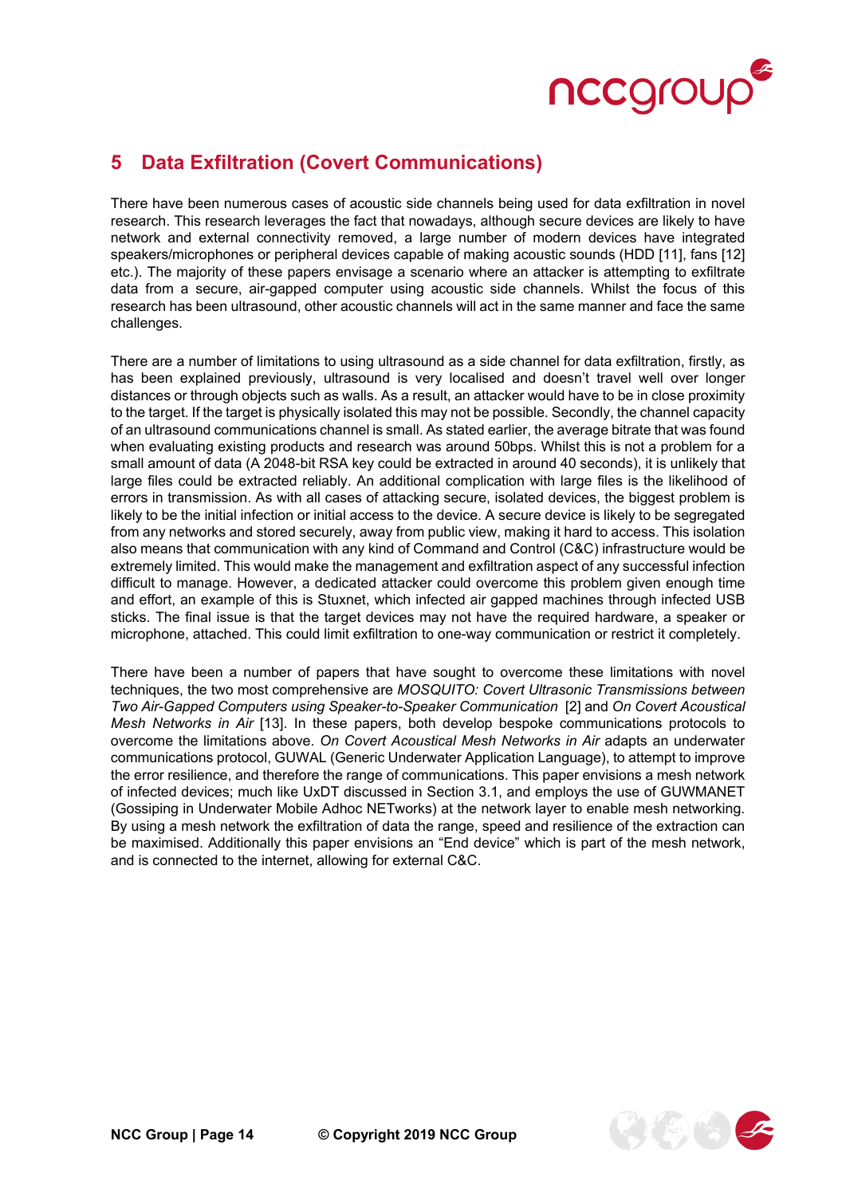# 5 Data Exfiltration (Covert Communications)

There have been numerous cases of acoustic side channels being used for data exfiltration in novel research. This research leverages the fact that nowadays, although secure devices are likely to have network and external connectivity removed, a large number of modern devices have integrated speakers/microphones or peripheral devices capable of making acoustic sounds (HDD [11], fans [12] etc.). The majority of these papers envisage a scenario where an attacker is attempting to exfiltrate data from a secure, air-gapped computer using acoustic side channels. Whilst the focus of this research has been ultrasound, other acoustic channels will act in the same manner and face the same challenges.

There are a number of limitations to using ultrasound as a side channel for data exfiltration, firstly, as has been explained previously, ultrasound is very localised and doesn't travel well over longer distances or through objects such as walls. As a result, an attacker would have to be in close proximity to the target. If the target is physically isolated this may not be possible. Secondly, the channel capacity of an ultrasound communications channel is small. As stated earlier, the average bitrate that was found when evaluating existing products and research was around 50bps. Whilst this is not a problem for a small amount of data (A 2048-bit RSA key could be extracted in around 40 seconds), it is unlikely that large files could be extracted reliably. An additional complication with large files is the likelihood of errors in transmission. As with all cases of attacking secure, isolated devices, the biggest problem is likely to be the initial infection or initial access to the device. A secure device is likely to be segregated from any networks and stored securely, away from public view, making it hard to access. This isolation also means that communication with any kind of Command and Control (C&C) infrastructure would be extremely limited. This would make the management and exfiltration aspect of any successful infection difficult to manage. However, a dedicated attacker could overcome this problem given enough time and effort, an example of this is Stuxnet, which infected air gapped machines through infected USB sticks. The final issue is that the target devices may not have the required hardware, a speaker or microphone, attached. This could limit exfiltration to one-way communication or restrict it completely.

There have been a number of papers that have sought to overcome these limitations with novel techniques, the two most comprehensive are *MOSQUITO: Covert Ultrasonic Transmissions between Two Air-Gapped Computers using Speaker-to-Speaker Communication* [2] and *On Covert Acoustical Mesh Networks in Air* [13]. In these papers, both develop bespoke communications protocols to overcome the limitations above. *On Covert Acoustical Mesh Networks in Air* adapts an underwater communications protocol, GUWAL (Generic Underwater Application Language), to attempt to improve the error resilience, and therefore the range of communications. This paper envisions a mesh network of infected devices; much like UxDT discussed in Section 3.1, and employs the use of GUWMANET (Gossiping in Underwater Mobile Adhoc NETworks) at the network layer to enable mesh networking. By using a mesh network the exfiltration of data the range, speed and resilience of the extraction can be maximised. Additionally this paper envisions an "End device" which is part of the mesh network, and is connected to the internet, allowing for external C&C.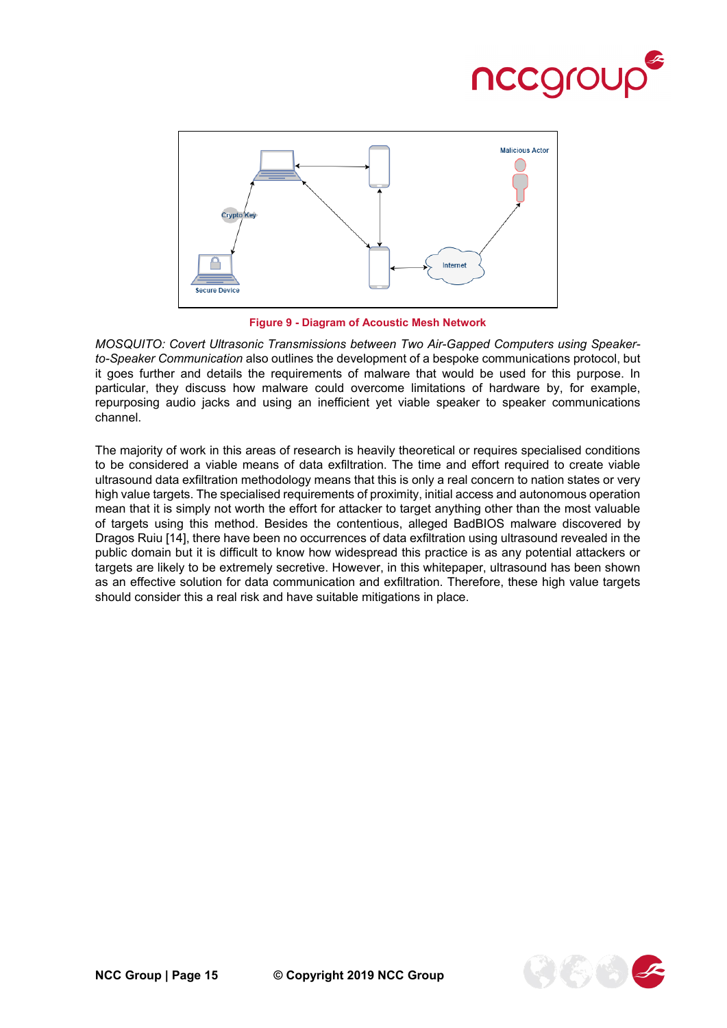Figure 9 - Diagram of Acoustic Mesh Network

*MOSQUITO: Covert Ultrasonic Transmissions between Two Air-Gapped Computers using Speaker-to-Speaker Communication* also outlines the development of a bespoke communications protocol, but it goes further and details the requirements of malware that would be used for this purpose. In particular, they discuss how malware could overcome limitations of hardware by, for example, repurposing audio jacks and using an inefficient yet viable speaker to speaker communications channel.

The majority of work in this areas of research is heavily theoretical or requires specialised conditions to be considered a viable means of data exfiltration. The time and effort required to create viable ultrasound data exfiltration methodology means that this is only a real concern to nation states or very high value targets. The specialised requirements of proximity, initial access and autonomous operation mean that it is simply not worth the effort for attacker to target anything other than the most valuable of targets using this method. Besides the contentious, alleged BadBIOS malware discovered by Dragos Ruiu [14], there have been no occurrences of data exfiltration using ultrasound revealed in the public domain but it is difficult to know how widespread this practice is as any potential attackers or targets are likely to be extremely secretive. However, in this whitepaper, ultrasound has been shown as an effective solution for data communication and exfiltration. Therefore, these high value targets should consider this a real risk and have suitable mitigations in place.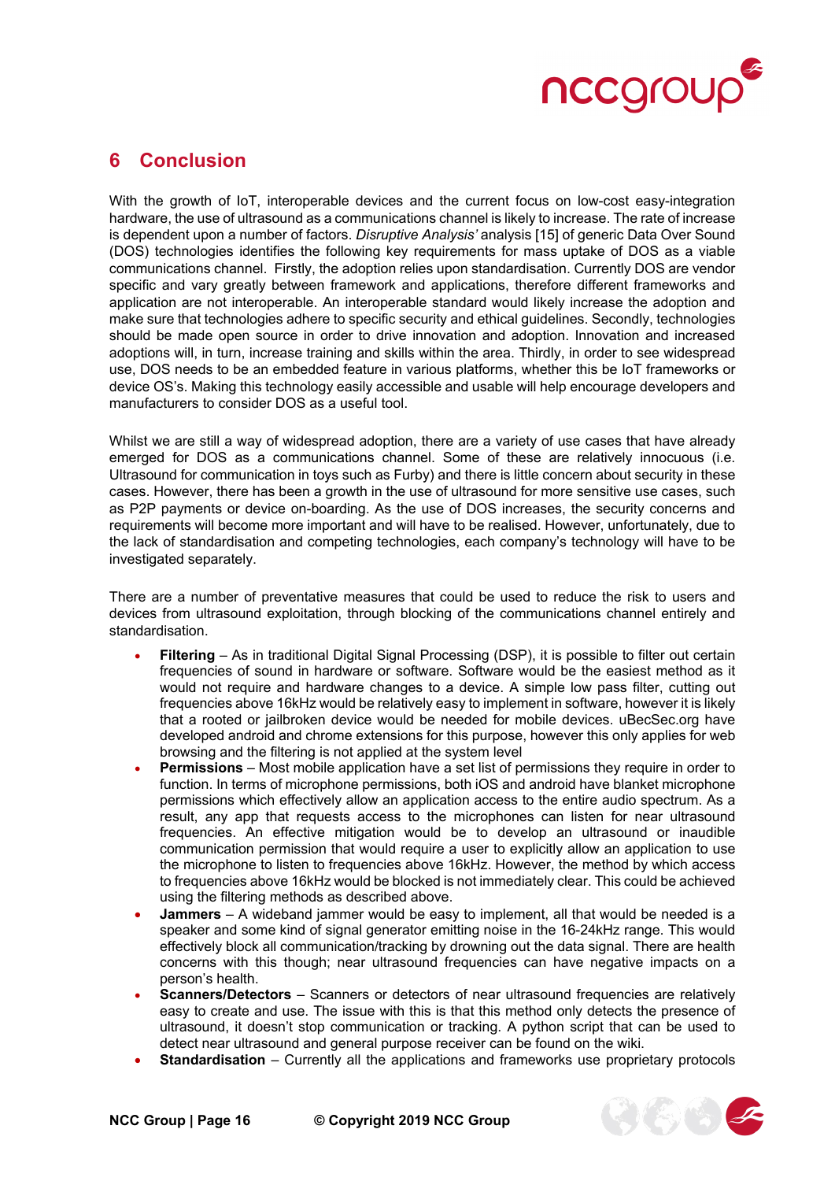# 6 Conclusion

With the growth of IoT, interoperable devices and the current focus on low-cost easy-integration hardware, the use of ultrasound as a communications channel is likely to increase. The rate of increase is dependent upon a number of factors. *Disruptive Analysis'* analysis [15] of generic Data Over Sound (DOS) technologies identifies the following key requirements for mass uptake of DOS as a viable communications channel. Firstly, the adoption relies upon standardisation. Currently DOS are vendor specific and vary greatly between framework and applications, therefore different frameworks and application are not interoperable. An interoperable standard would likely increase the adoption and make sure that technologies adhere to specific security and ethical guidelines. Secondly, technologies should be made open source in order to drive innovation and adoption. Innovation and increased adoptions will, in turn, increase training and skills within the area. Thirdly, in order to see widespread use, DOS needs to be an embedded feature in various platforms, whether this be IoT frameworks or device OS's. Making this technology easily accessible and usable will help encourage developers and manufacturers to consider DOS as a useful tool.

Whilst we are still a way of widespread adoption, there are a variety of use cases that have already emerged for DOS as a communications channel. Some of these are relatively innocuous (i.e. Ultrasound for communication in toys such as Furby) and there is little concern about security in these cases. However, there has been a growth in the use of ultrasound for more sensitive use cases, such as P2P payments or device on-boarding. As the use of DOS increases, the security concerns and requirements will become more important and will have to be realised. However, unfortunately, due to the lack of standardisation and competing technologies, each company's technology will have to be investigated separately.

There are a number of preventative measures that could be used to reduce the risk to users and devices from ultrasound exploitation, through blocking of the communications channel entirely and standardisation.

- **Filtering** – As in traditional Digital Signal Processing (DSP), it is possible to filter out certain frequencies of sound in hardware or software. Software would be the easiest method as it would not require and hardware changes to a device. A simple low pass filter, cutting out frequencies above 16kHz would be relatively easy to implement in software, however it is likely that a rooted or jailbroken device would be needed for mobile devices. uBecSec.org have developed android and chrome extensions for this purpose, however this only applies for web browsing and the filtering is not applied at the system level
- **Permissions** – Most mobile application have a set list of permissions they require in order to function. In terms of microphone permissions, both iOS and android have blanket microphone permissions which effectively allow an application access to the entire audio spectrum. As a result, any app that requests access to the microphones can listen for near ultrasound frequencies. An effective mitigation would be to develop an ultrasound or inaudible communication permission that would require a user to explicitly allow an application to use the microphone to listen to frequencies above 16kHz. However, the method by which access to frequencies above 16kHz would be blocked is not immediately clear. This could be achieved using the filtering methods as described above.
- **Jammers** – A wideband jammer would be easy to implement, all that would be needed is a speaker and some kind of signal generator emitting noise in the 16-24kHz range. This would effectively block all communication/tracking by drowning out the data signal. There are health concerns with this though; near ultrasound frequencies can have negative impacts on a person's health.
- **Scanners/Detectors** – Scanners or detectors of near ultrasound frequencies are relatively easy to create and use. The issue with this is that this method only detects the presence of ultrasound, it doesn't stop communication or tracking. A python script that can be used to detect near ultrasound and general purpose receiver can be found on the wiki.
- **Standardisation** – Currently all the applications and frameworks use proprietary protocols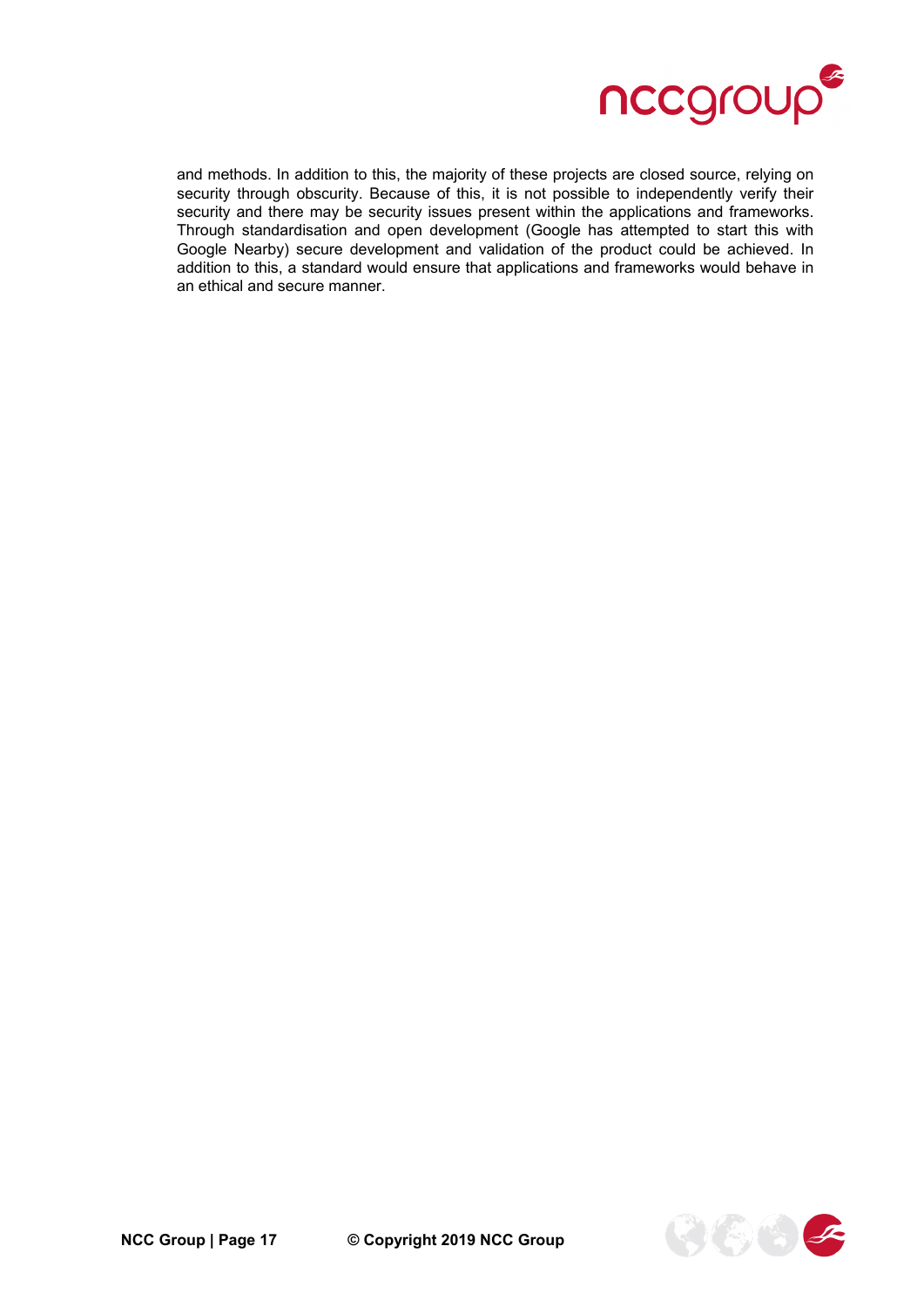and methods. In addition to this, the majority of these projects are closed source, relying on security through obscurity. Because of this, it is not possible to independently verify their security and there may be security issues present within the applications and frameworks. Through standardisation and open development (Google has attempted to start this with Google Nearby) secure development and validation of the product could be achieved. In addition to this, a standard would ensure that applications and frameworks would behave in an ethical and secure manner.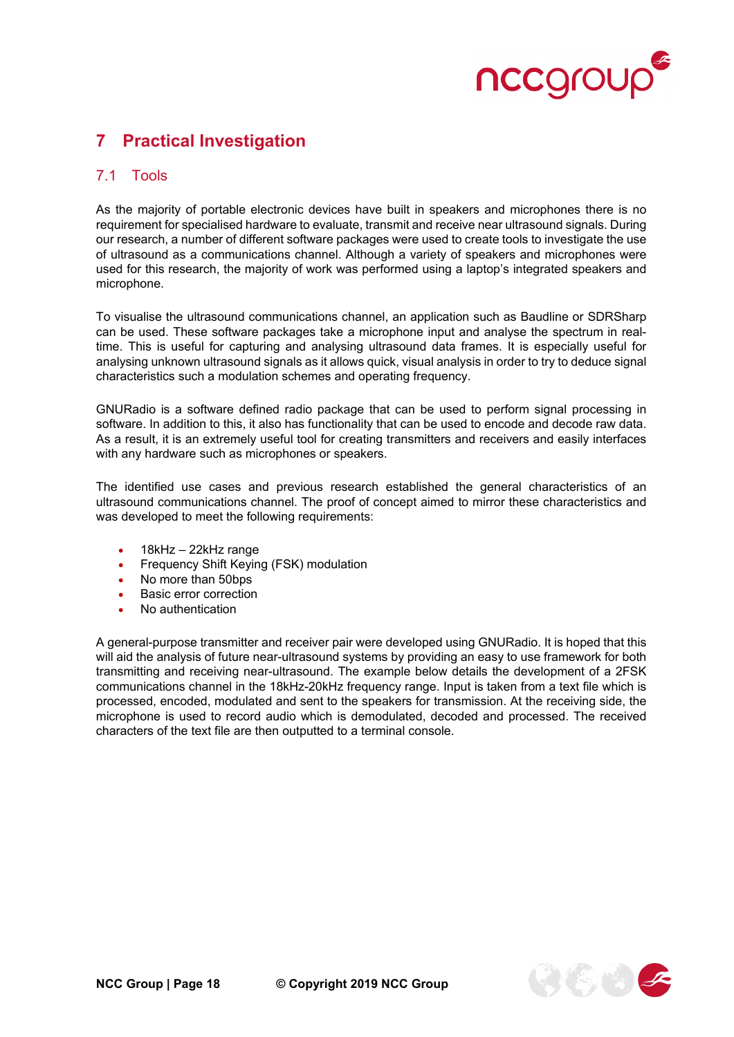# 7 Practical Investigation

## 7.1 Tools

As the majority of portable electronic devices have built in speakers and microphones there is no requirement for specialised hardware to evaluate, transmit and receive near ultrasound signals. During our research, a number of different software packages were used to create tools to investigate the use of ultrasound as a communications channel. Although a variety of speakers and microphones were used for this research, the majority of work was performed using a laptop's integrated speakers and microphone.

To visualise the ultrasound communications channel, an application such as Baudline or SDRSharp can be used. These software packages take a microphone input and analyse the spectrum in real-time. This is useful for capturing and analysing ultrasound data frames. It is especially useful for analysing unknown ultrasound signals as it allows quick, visual analysis in order to try to deduce signal characteristics such a modulation schemes and operating frequency.

GNURadio is a software defined radio package that can be used to perform signal processing in software. In addition to this, it also has functionality that can be used to encode and decode raw data. As a result, it is an extremely useful tool for creating transmitters and receivers and easily interfaces with any hardware such as microphones or speakers.

The identified use cases and previous research established the general characteristics of an ultrasound communications channel. The proof of concept aimed to mirror these characteristics and was developed to meet the following requirements:

- 18kHz – 22kHz range
- Frequency Shift Keying (FSK) modulation
- No more than 50bps
- Basic error correction
- No authentication

A general-purpose transmitter and receiver pair were developed using GNURadio. It is hoped that this will aid the analysis of future near-ultrasound systems by providing an easy to use framework for both transmitting and receiving near-ultrasound. The example below details the development of a 2FSK communications channel in the 18kHz-20kHz frequency range. Input is taken from a text file which is processed, encoded, modulated and sent to the speakers for transmission. At the receiving side, the microphone is used to record audio which is demodulated, decoded and processed. The received characters of the text file are then outputted to a terminal console.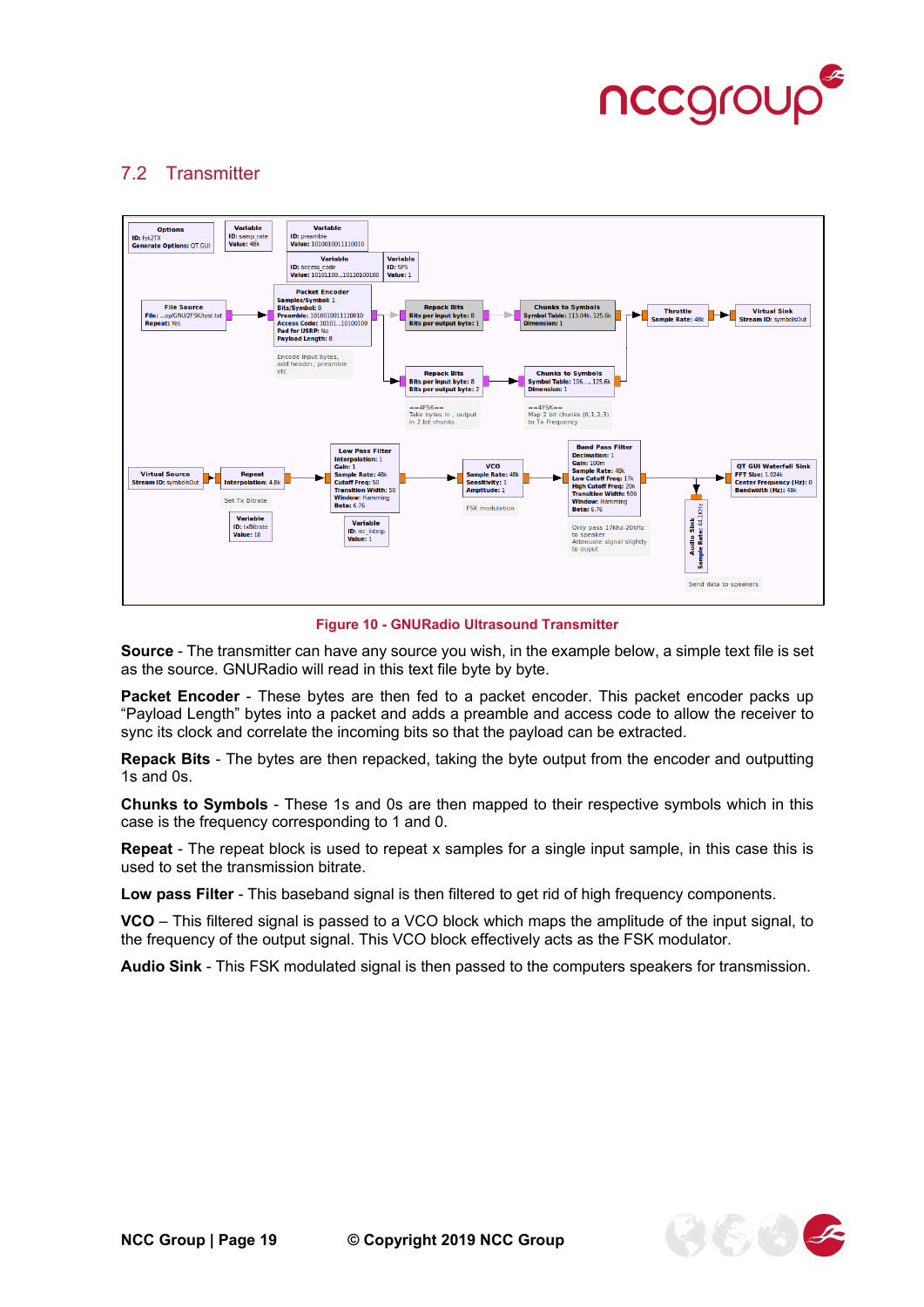## 7.2 Transmitter

Figure 10 - GNURadio Ultrasound Transmitter

**Source** - The transmitter can have any source you wish, in the example below, a simple text file is set as the source. GNURadio will read in this text file byte by byte.

**Packet Encoder** - These bytes are then fed to a packet encoder. This packet encoder packs up "Payload Length" bytes into a packet and adds a preamble and access code to allow the receiver to sync its clock and correlate the incoming bits so that the payload can be extracted.

**Repack Bits** - The bytes are then repacked, taking the byte output from the encoder and outputting 1s and 0s.

**Chunks to Symbols** - These 1s and 0s are then mapped to their respective symbols which in this case is the frequency corresponding to 1 and 0.

**Repeat** - The repeat block is used to repeat x samples for a single input sample, in this case this is used to set the transmission bitrate.

**Low pass Filter** - This baseband signal is then filtered to get rid of high frequency components.

**VCO** – This filtered signal is passed to a VCO block which maps the amplitude of the input signal, to the frequency of the output signal. This VCO block effectively acts as the FSK modulator.

**Audio Sink** - This FSK modulated signal is then passed to the computers speakers for transmission.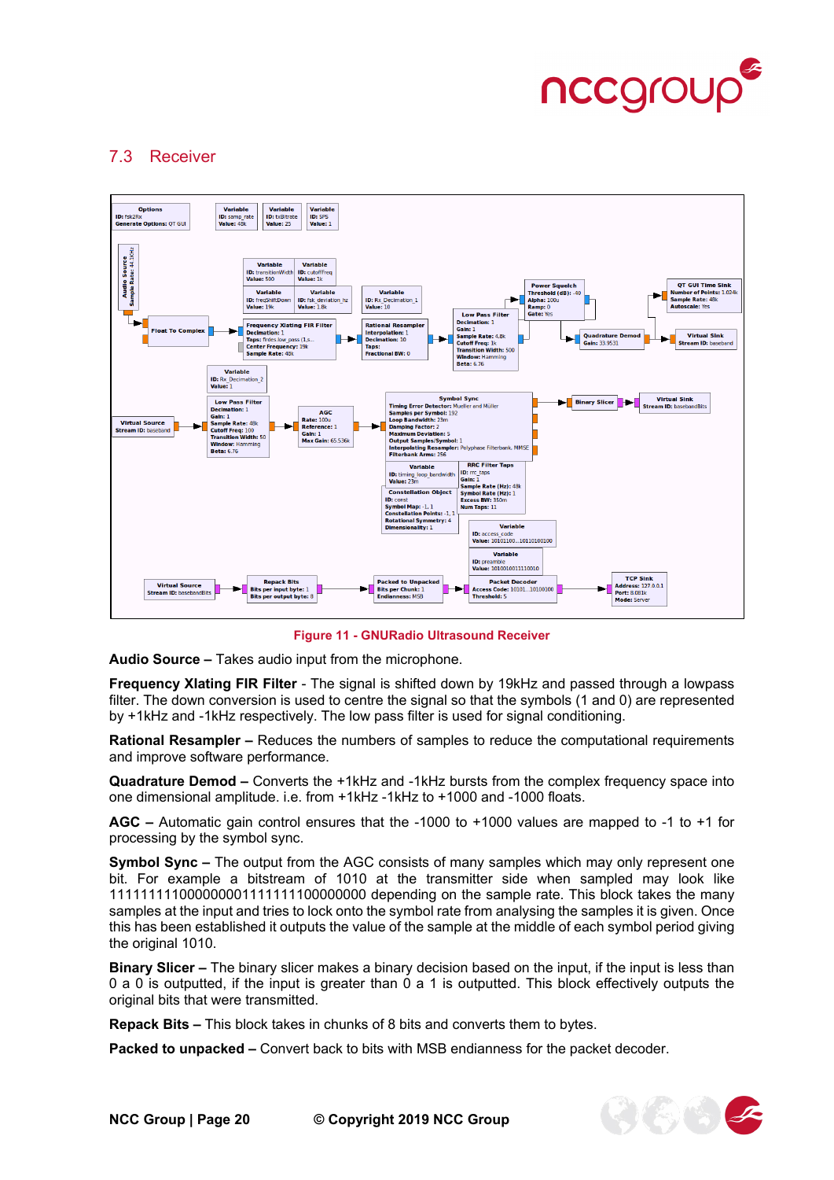## 7.3 Receiver

Figure 11 - GNURadio Ultrasound Receiver

**Audio Source –** Takes audio input from the microphone.

**Frequency Xlating FIR Filter** - The signal is shifted down by 19kHz and passed through a lowpass filter. The down conversion is used to centre the signal so that the symbols (1 and 0) are represented by +1kHz and -1kHz respectively. The low pass filter is used for signal conditioning.

**Rational Resampler –** Reduces the numbers of samples to reduce the computational requirements and improve software performance.

**Quadrature Demod –** Converts the +1kHz and -1kHz bursts from the complex frequency space into one dimensional amplitude. i.e. from +1kHz -1kHz to +1000 and -1000 floats.

**AGC –** Automatic gain control ensures that the -1000 to +1000 values are mapped to -1 to +1 for processing by the symbol sync.

**Symbol Sync –** The output from the AGC consists of many samples which may only represent one bit. For example a bitstream of 1010 at the transmitter side when sampled may look like 1111111111000000000111111111100000000 depending on the sample rate. This block takes the many samples at the input and tries to lock onto the symbol rate from analysing the samples it is given. Once this has been established it outputs the value of the sample at the middle of each symbol period giving the original 1010.

**Binary Slicer –** The binary slicer makes a binary decision based on the input, if the input is less than 0 a 0 is outputted, if the input is greater than 0 a 1 is outputted. This block effectively outputs the original bits that were transmitted.

**Repack Bits –** This block takes in chunks of 8 bits and converts them to bytes.

**Packed to unpacked –** Convert back to bits with MSB endianness for the packet decoder.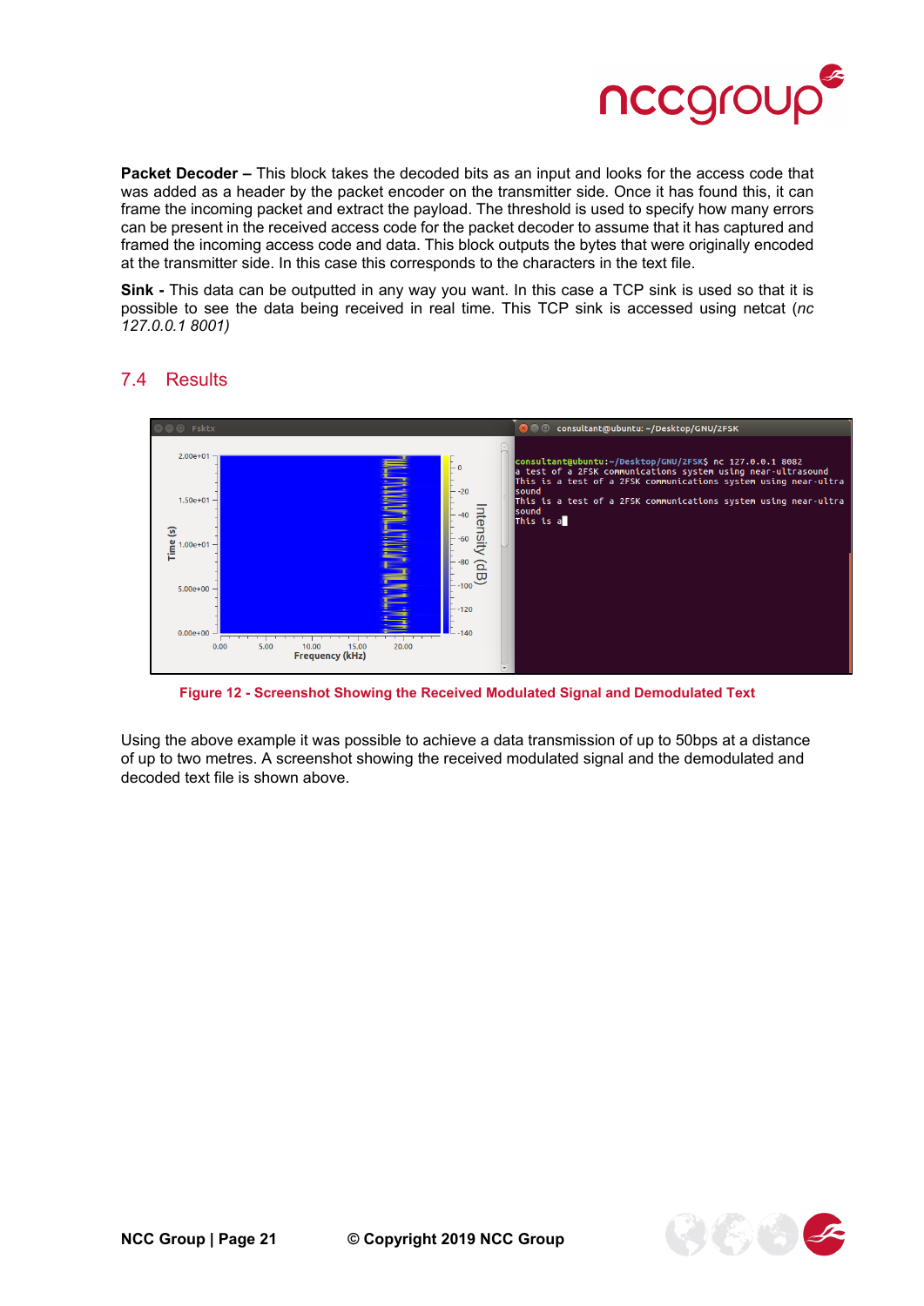**Packet Decoder –** This block takes the decoded bits as an input and looks for the access code that was added as a header by the packet encoder on the transmitter side. Once it has found this, it can frame the incoming packet and extract the payload. The threshold is used to specify how many errors can be present in the received access code for the packet decoder to assume that it has captured and framed the incoming access code and data. This block outputs the bytes that were originally encoded at the transmitter side. In this case this corresponds to the characters in the text file.

**Sink -** This data can be outputted in any way you want. In this case a TCP sink is used so that it is possible to see the data being received in real time. This TCP sink is accessed using netcat (*nc 127.0.0.1 8001)*

## 7.4 Results

Figure 12 - Screenshot Showing the Received Modulated Signal and Demodulated Text

Using the above example it was possible to achieve a data transmission of up to 50bps at a distance of up to two metres. A screenshot showing the received modulated signal and the demodulated and decoded text file is shown above.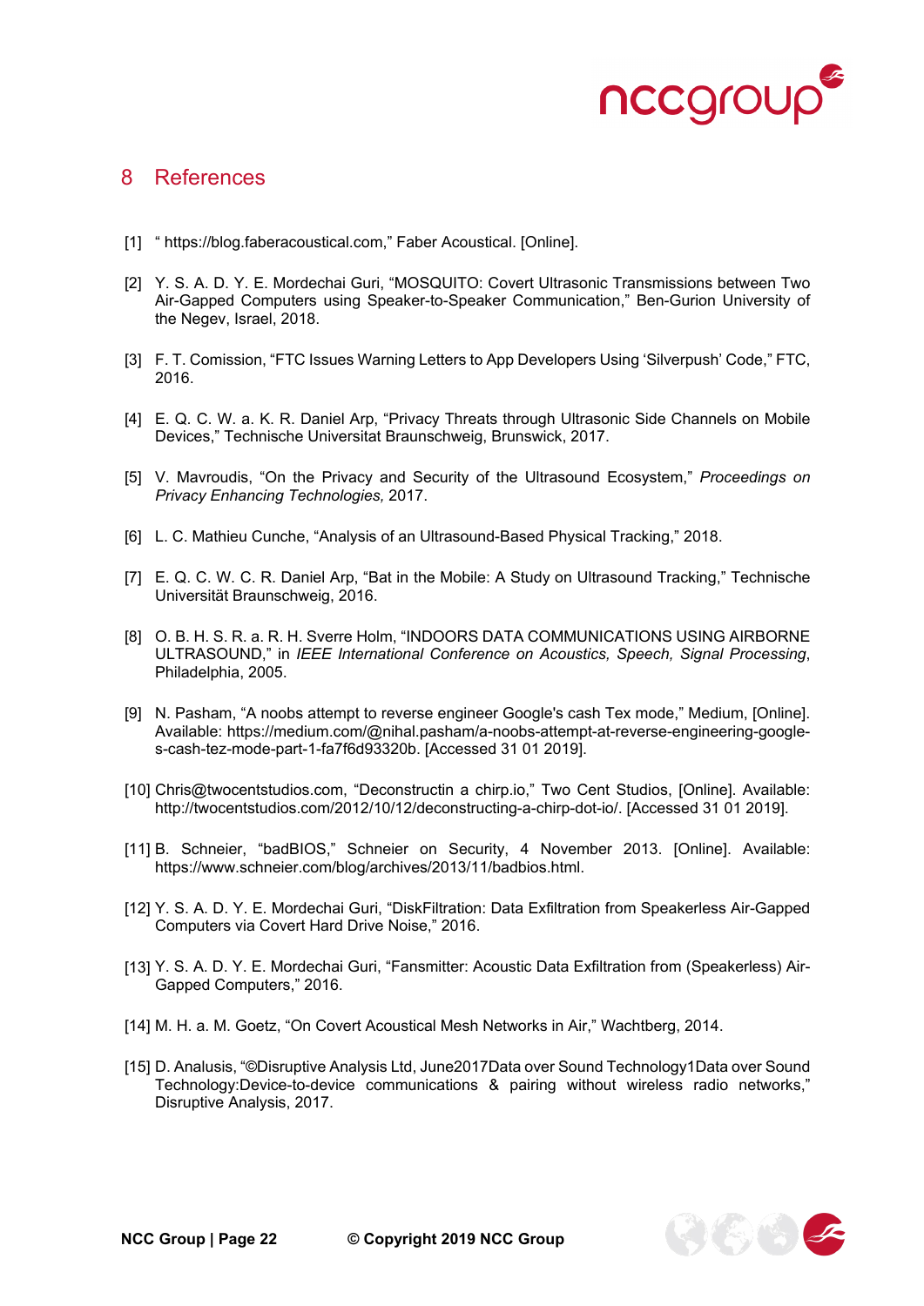## 8 References

[1] " https://blog.faberacoustical.com," Faber Acoustical. [Online].

[2] Y. S. A. D. Y. E. Mordechai Guri, "MOSQUITO: Covert Ultrasonic Transmissions between Two Air-Gapped Computers using Speaker-to-Speaker Communication," Ben-Gurion University of the Negev, Israel, 2018.

[3] F. T. Comission, "FTC Issues Warning Letters to App Developers Using 'Silverpush' Code," FTC, 2016.

[4] E. Q. C. W. a. K. R. Daniel Arp, "Privacy Threats through Ultrasonic Side Channels on Mobile Devices," Technische Universitat Braunschweig, Brunswick, 2017.

[5] V. Mavroudis, "On the Privacy and Security of the Ultrasound Ecosystem," *Proceedings on Privacy Enhancing Technologies,* 2017.

[6] L. C. Mathieu Cunche, "Analysis of an Ultrasound-Based Physical Tracking," 2018.

[7] E. Q. C. W. C. R. Daniel Arp, "Bat in the Mobile: A Study on Ultrasound Tracking," Technische Universität Braunschweig, 2016.

[8] O. B. H. S. R. a. R. H. Sverre Holm, "INDOORS DATA COMMUNICATIONS USING AIRBORNE ULTRASOUND," in *IEEE International Conference on Acoustics, Speech, Signal Processing*, Philadelphia, 2005.

[9] N. Pasham, "A noobs attempt to reverse engineer Google's cash Tex mode," Medium, [Online]. Available: https://medium.com/@nihal.pasham/a-noobs-attempt-at-reverse-engineering-google-s-cash-tez-mode-part-1-fa7f6d93320b. [Accessed 31 01 2019].

[10] Chris@twocentstudios.com, "Deconstructin a chirp.io," Two Cent Studios, [Online]. Available: http://twocentstudios.com/2012/10/12/deconstructing-a-chirp-dot-io/. [Accessed 31 01 2019].

[11] B. Schneier, "badBIOS," Schneier on Security, 4 November 2013. [Online]. Available: https://www.schneier.com/blog/archives/2013/11/badbios.html.

[12] Y. S. A. D. Y. E. Mordechai Guri, "DiskFiltration: Data Exfiltration from Speakerless Air-Gapped Computers via Covert Hard Drive Noise," 2016.

[13] Y. S. A. D. Y. E. Mordechai Guri, "Fansmitter: Acoustic Data Exfiltration from (Speakerless) Air-Gapped Computers," 2016.

[14] M. H. a. M. Goetz, "On Covert Acoustical Mesh Networks in Air," Wachtberg, 2014.

[15] D. Analusis, "©Disruptive Analysis Ltd, June2017Data over Sound Technology1Data over Sound Technology:Device-to-device communications & pairing without wireless radio networks," Disruptive Analysis, 2017.